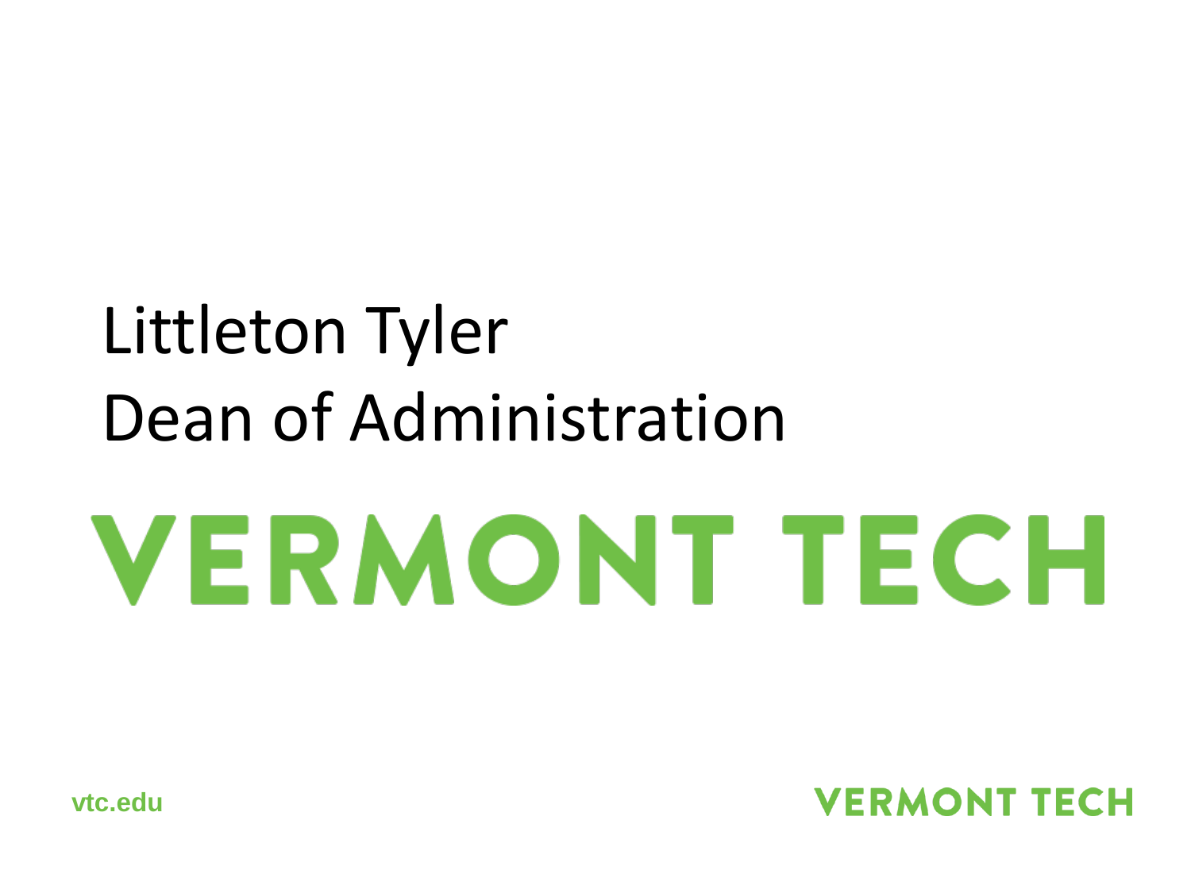# Littleton Tyler
# Dean of Administration

VERMONT TECH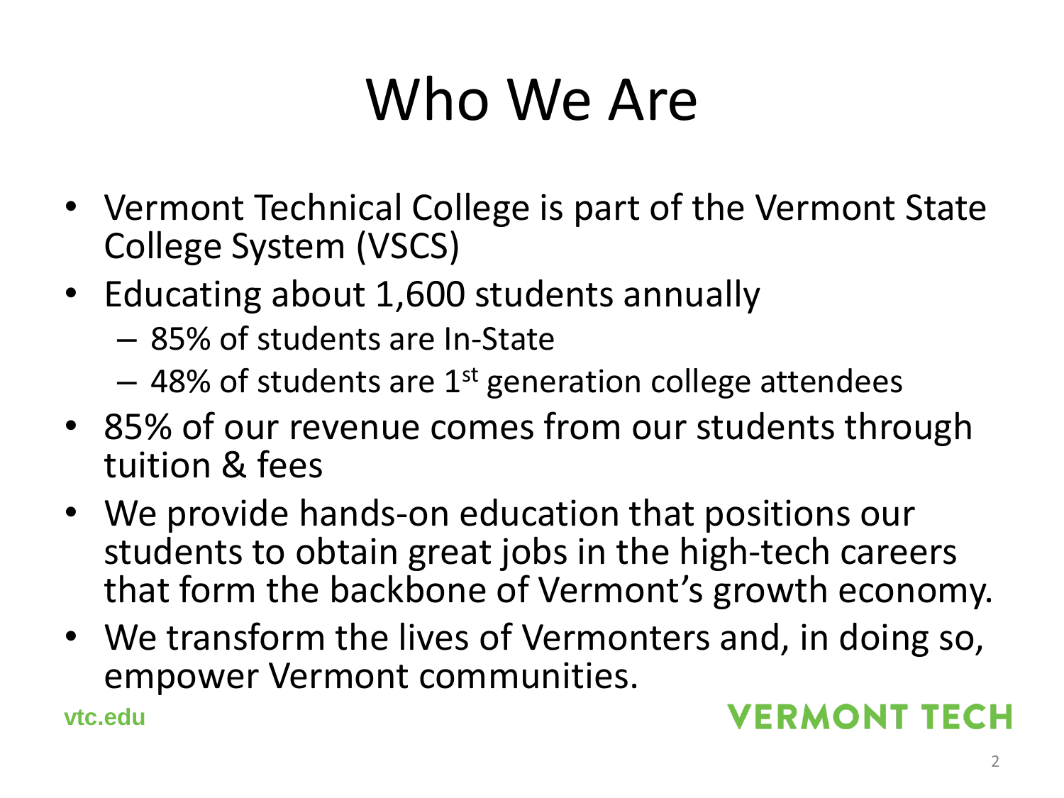# Who We Are

- Vermont Technical College is part of the Vermont State College System (VSCS)
- Educating about 1,600 students annually
  - 85% of students are In-State
  - 48% of students are 1st generation college attendees
- 85% of our revenue comes from our students through tuition & fees
- We provide hands-on education that positions our students to obtain great jobs in the high-tech careers that form the backbone of Vermont's growth economy.
- We transform the lives of Vermonters and, in doing so, empower Vermont communities.

vtc.edu

VERMONT TECH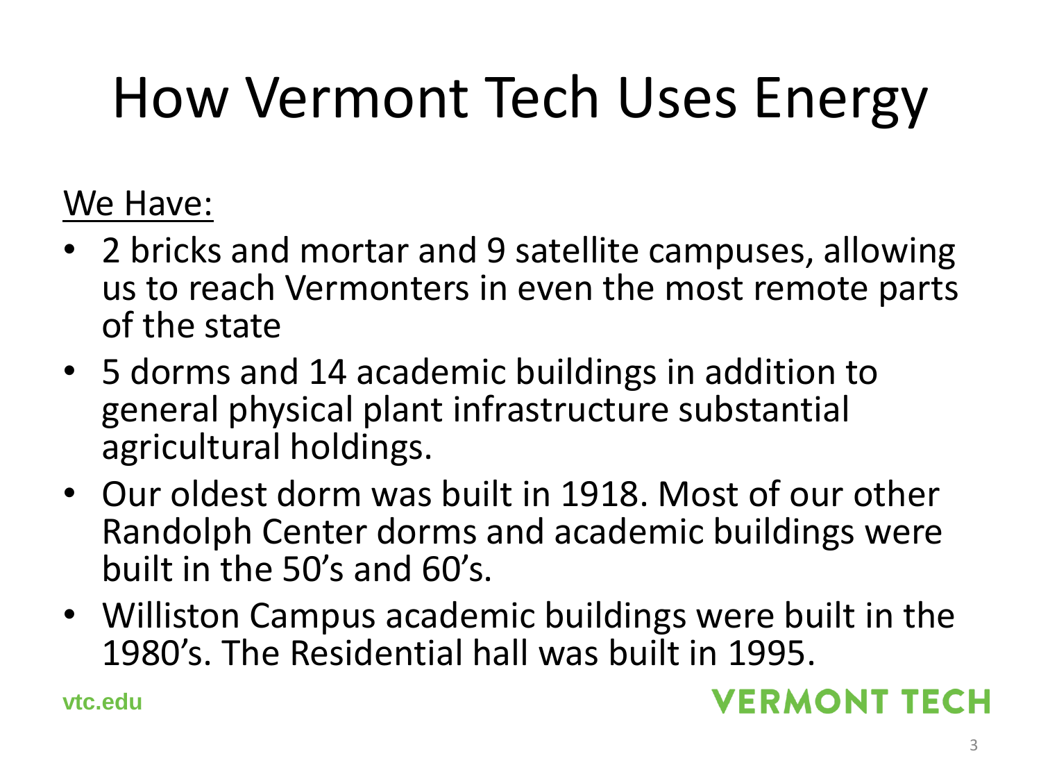# How Vermont Tech Uses Energy

We Have:

- 2 bricks and mortar and 9 satellite campuses, allowing us to reach Vermonters in even the most remote parts of the state
- 5 dorms and 14 academic buildings in addition to general physical plant infrastructure substantial agricultural holdings.
- Our oldest dorm was built in 1918. Most of our other Randolph Center dorms and academic buildings were built in the 50's and 60's.
- Williston Campus academic buildings were built in the 1980's. The Residential hall was built in 1995.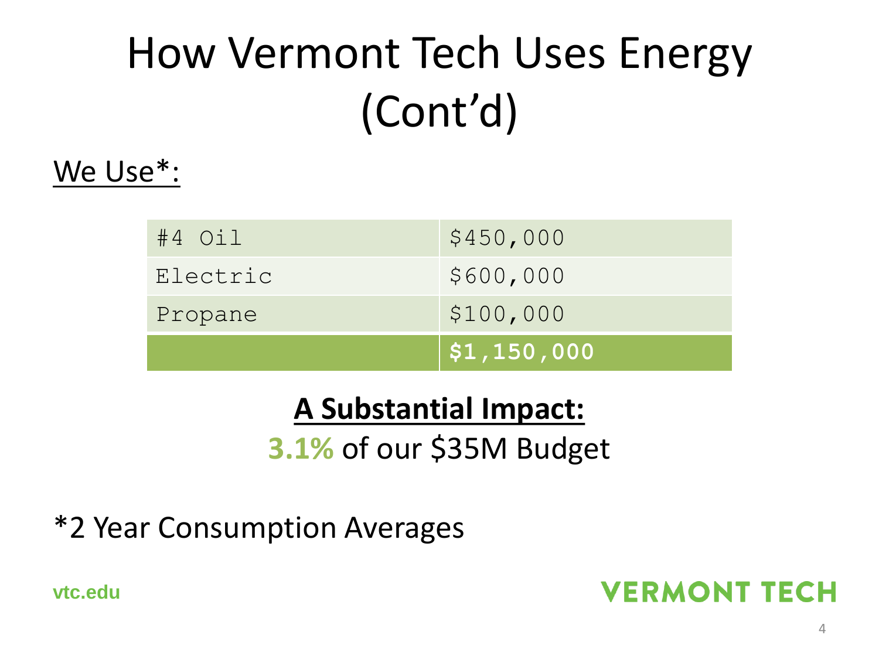# How Vermont Tech Uses Energy (Cont'd)

We Use*:

| | |
|---|---|
| #4 Oil | $450,000 |
| Electric | $600,000 |
| Propane | $100,000 |
| | **$1,150,000** |

**A Substantial Impact:**

**3.1%** of our $35M Budget

*2 Year Consumption Averages

vtc.edu

VERMONT TECH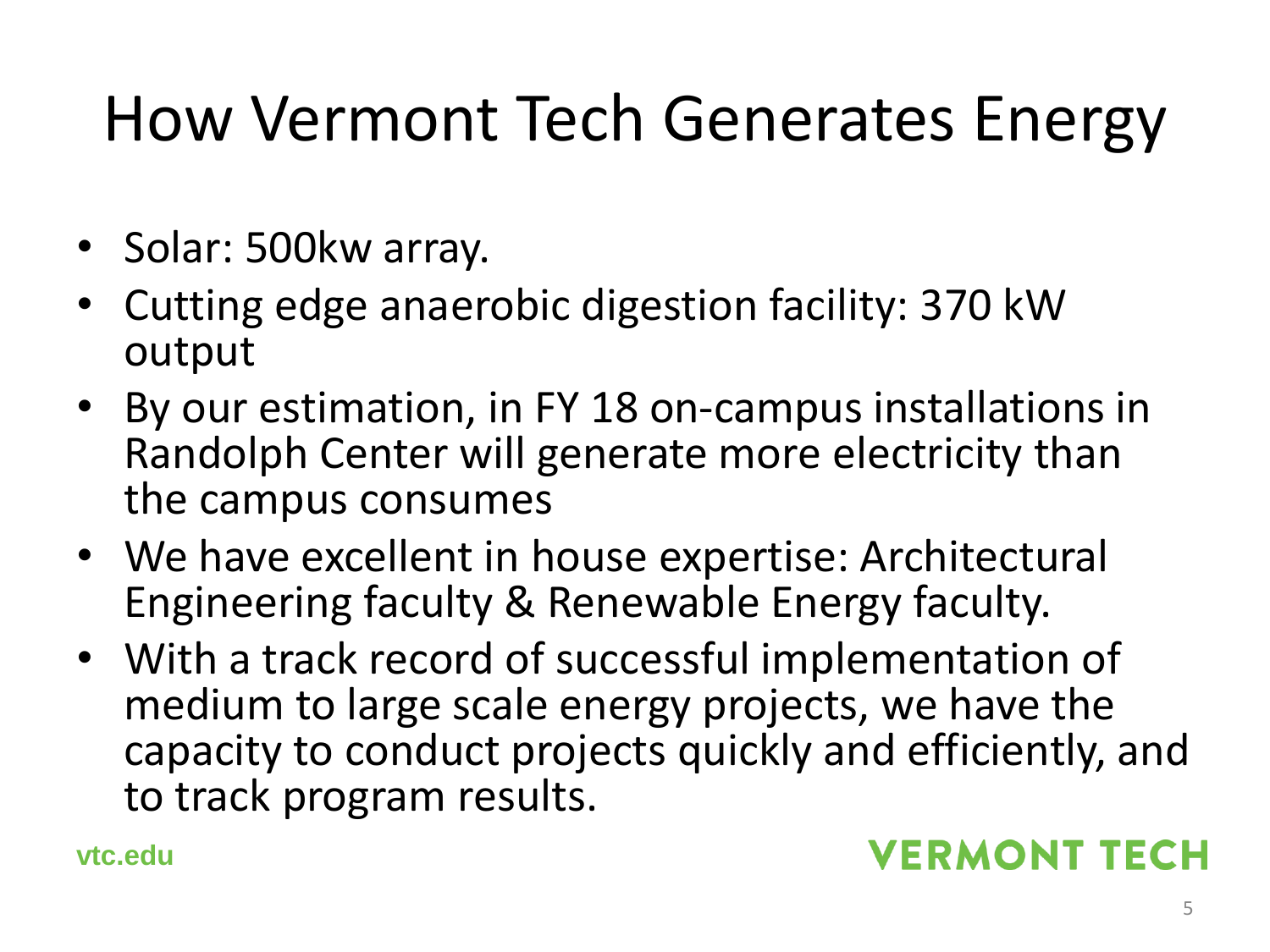# How Vermont Tech Generates Energy

- Solar: 500kw array.
- Cutting edge anaerobic digestion facility: 370 kW output
- By our estimation, in FY 18 on-campus installations in Randolph Center will generate more electricity than the campus consumes
- We have excellent in house expertise: Architectural Engineering faculty & Renewable Energy faculty.
- With a track record of successful implementation of medium to large scale energy projects, we have the capacity to conduct projects quickly and efficiently, and to track program results.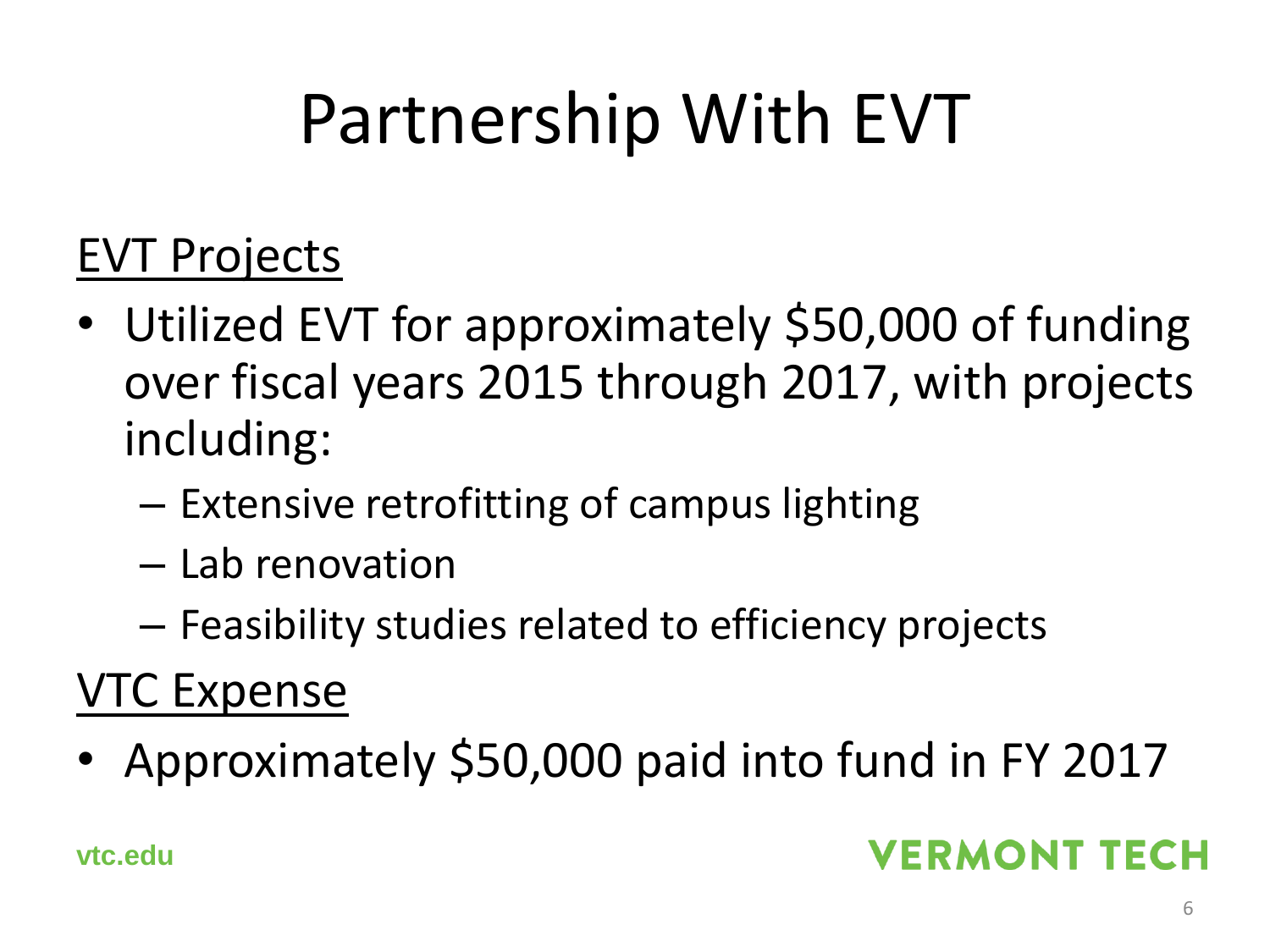# Partnership With EVT

EVT Projects

- Utilized EVT for approximately $50,000 of funding over fiscal years 2015 through 2017, with projects including:
  - Extensive retrofitting of campus lighting
  - Lab renovation
  - Feasibility studies related to efficiency projects

VTC Expense

- Approximately $50,000 paid into fund in FY 2017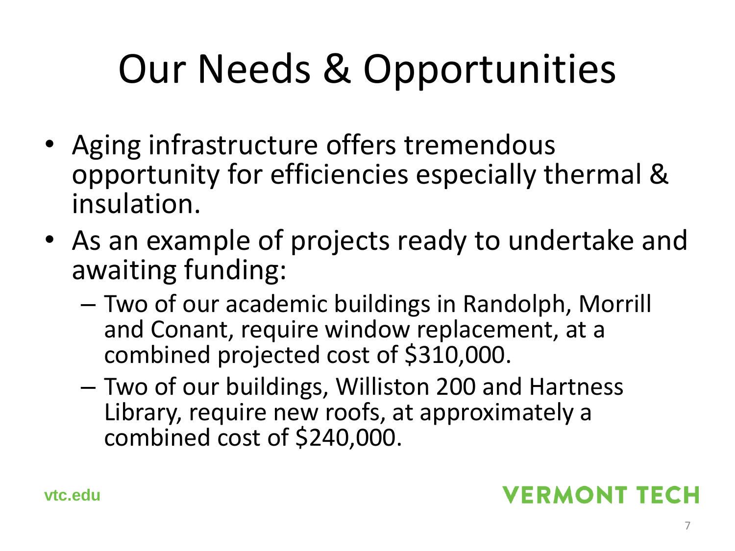# Our Needs & Opportunities

- Aging infrastructure offers tremendous opportunity for efficiencies especially thermal & insulation.
- As an example of projects ready to undertake and awaiting funding:
  - Two of our academic buildings in Randolph, Morrill and Conant, require window replacement, at a combined projected cost of $310,000.
  - Two of our buildings, Williston 200 and Hartness Library, require new roofs, at approximately a combined cost of $240,000.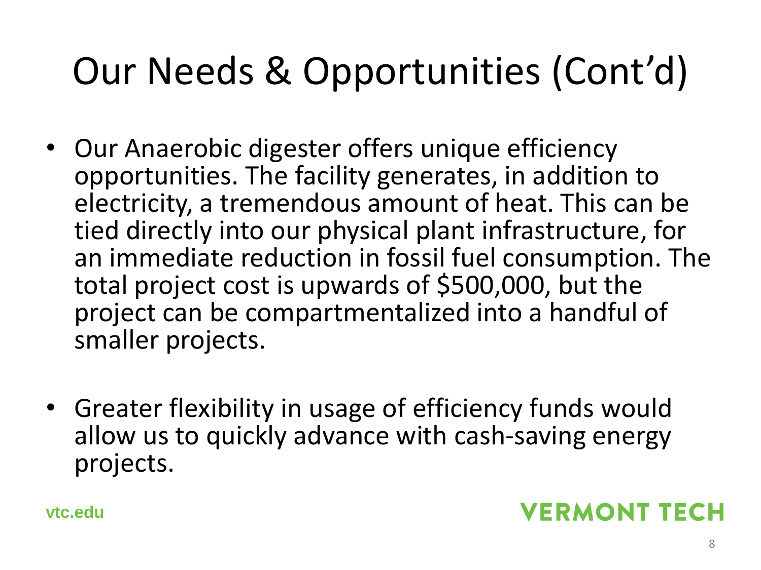# Our Needs & Opportunities (Cont'd)

- Our Anaerobic digester offers unique efficiency opportunities. The facility generates, in addition to electricity, a tremendous amount of heat. This can be tied directly into our physical plant infrastructure, for an immediate reduction in fossil fuel consumption. The total project cost is upwards of $500,000, but the project can be compartmentalized into a handful of smaller projects.

- Greater flexibility in usage of efficiency funds would allow us to quickly advance with cash-saving energy projects.

vtc.edu

VERMONT TECH